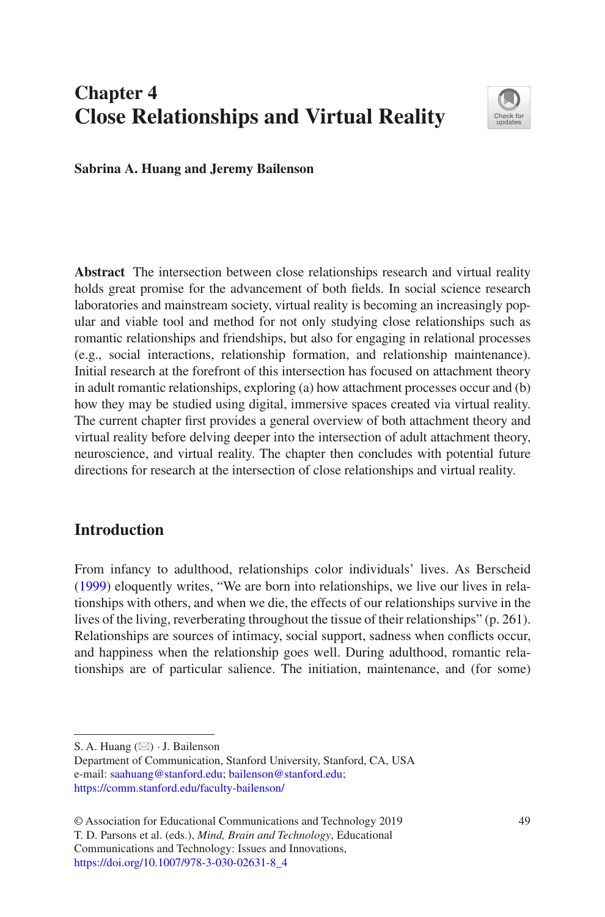# Chapter 4
# Close Relationships and Virtual Reality

**Sabrina A. Huang and Jeremy Bailenson**

**Abstract** The intersection between close relationships research and virtual reality holds great promise for the advancement of both fields. In social science research laboratories and mainstream society, virtual reality is becoming an increasingly popular and viable tool and method for not only studying close relationships such as romantic relationships and friendships, but also for engaging in relational processes (e.g., social interactions, relationship formation, and relationship maintenance). Initial research at the forefront of this intersection has focused on attachment theory in adult romantic relationships, exploring (a) how attachment processes occur and (b) how they may be studied using digital, immersive spaces created via virtual reality. The current chapter first provides a general overview of both attachment theory and virtual reality before delving deeper into the intersection of adult attachment theory, neuroscience, and virtual reality. The chapter then concludes with potential future directions for research at the intersection of close relationships and virtual reality.

## Introduction

From infancy to adulthood, relationships color individuals' lives. As Berscheid (1999) eloquently writes, "We are born into relationships, we live our lives in relationships with others, and when we die, the effects of our relationships survive in the lives of the living, reverberating throughout the tissue of their relationships" (p. 261). Relationships are sources of intimacy, social support, sadness when conflicts occur, and happiness when the relationship goes well. During adulthood, romantic relationships are of particular salience. The initiation, maintenance, and (for some)

---

S. A. Huang (✉) · J. Bailenson
Department of Communication, Stanford University, Stanford, CA, USA
e-mail: saahuang@stanford.edu; bailenson@stanford.edu;
https://comm.stanford.edu/faculty-bailenson/

© Association for Educational Communications and Technology 2019
T. D. Parsons et al. (eds.), *Mind, Brain and Technology*, Educational Communications and Technology: Issues and Innovations,
https://doi.org/10.1007/978-3-030-02631-8_4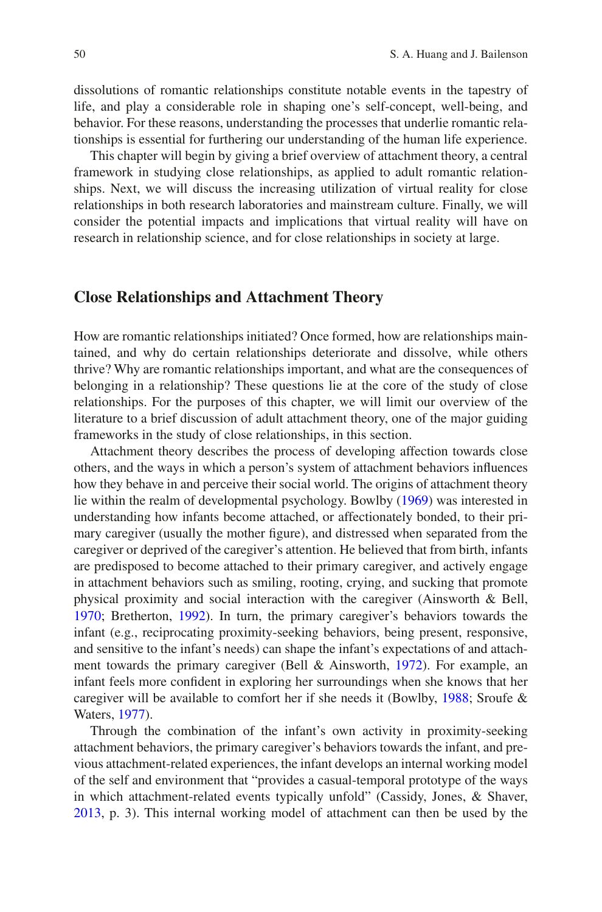dissolutions of romantic relationships constitute notable events in the tapestry of life, and play a considerable role in shaping one's self-concept, well-being, and behavior. For these reasons, understanding the processes that underlie romantic relationships is essential for furthering our understanding of the human life experience.

This chapter will begin by giving a brief overview of attachment theory, a central framework in studying close relationships, as applied to adult romantic relationships. Next, we will discuss the increasing utilization of virtual reality for close relationships in both research laboratories and mainstream culture. Finally, we will consider the potential impacts and implications that virtual reality will have on research in relationship science, and for close relationships in society at large.

## Close Relationships and Attachment Theory

How are romantic relationships initiated? Once formed, how are relationships maintained, and why do certain relationships deteriorate and dissolve, while others thrive? Why are romantic relationships important, and what are the consequences of belonging in a relationship? These questions lie at the core of the study of close relationships. For the purposes of this chapter, we will limit our overview of the literature to a brief discussion of adult attachment theory, one of the major guiding frameworks in the study of close relationships, in this section.

Attachment theory describes the process of developing affection towards close others, and the ways in which a person's system of attachment behaviors influences how they behave in and perceive their social world. The origins of attachment theory lie within the realm of developmental psychology. Bowlby (1969) was interested in understanding how infants become attached, or affectionately bonded, to their primary caregiver (usually the mother figure), and distressed when separated from the caregiver or deprived of the caregiver's attention. He believed that from birth, infants are predisposed to become attached to their primary caregiver, and actively engage in attachment behaviors such as smiling, rooting, crying, and sucking that promote physical proximity and social interaction with the caregiver (Ainsworth & Bell, 1970; Bretherton, 1992). In turn, the primary caregiver's behaviors towards the infant (e.g., reciprocating proximity-seeking behaviors, being present, responsive, and sensitive to the infant's needs) can shape the infant's expectations of and attachment towards the primary caregiver (Bell & Ainsworth, 1972). For example, an infant feels more confident in exploring her surroundings when she knows that her caregiver will be available to comfort her if she needs it (Bowlby, 1988; Sroufe & Waters, 1977).

Through the combination of the infant's own activity in proximity-seeking attachment behaviors, the primary caregiver's behaviors towards the infant, and previous attachment-related experiences, the infant develops an internal working model of the self and environment that "provides a casual-temporal prototype of the ways in which attachment-related events typically unfold" (Cassidy, Jones, & Shaver, 2013, p. 3). This internal working model of attachment can then be used by the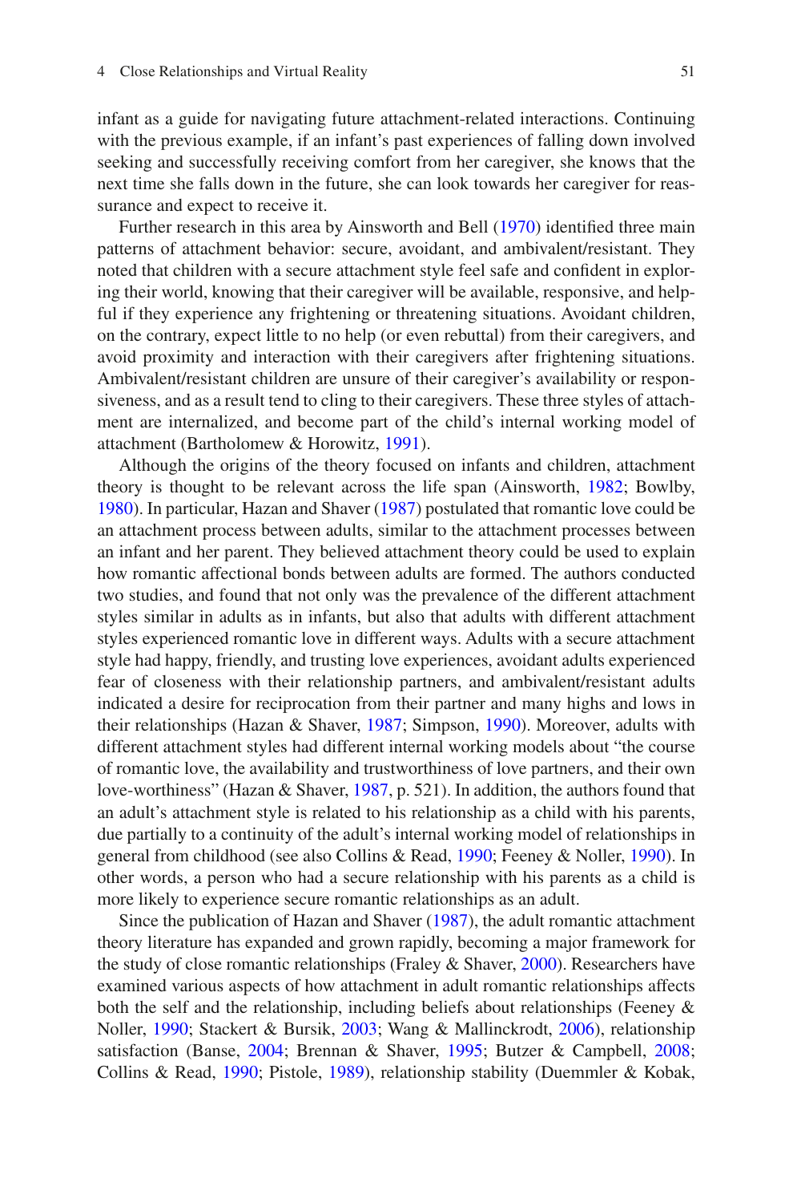infant as a guide for navigating future attachment-related interactions. Continuing with the previous example, if an infant's past experiences of falling down involved seeking and successfully receiving comfort from her caregiver, she knows that the next time she falls down in the future, she can look towards her caregiver for reassurance and expect to receive it.

Further research in this area by Ainsworth and Bell (1970) identified three main patterns of attachment behavior: secure, avoidant, and ambivalent/resistant. They noted that children with a secure attachment style feel safe and confident in exploring their world, knowing that their caregiver will be available, responsive, and helpful if they experience any frightening or threatening situations. Avoidant children, on the contrary, expect little to no help (or even rebuttal) from their caregivers, and avoid proximity and interaction with their caregivers after frightening situations. Ambivalent/resistant children are unsure of their caregiver's availability or responsiveness, and as a result tend to cling to their caregivers. These three styles of attachment are internalized, and become part of the child's internal working model of attachment (Bartholomew & Horowitz, 1991).

Although the origins of the theory focused on infants and children, attachment theory is thought to be relevant across the life span (Ainsworth, 1982; Bowlby, 1980). In particular, Hazan and Shaver (1987) postulated that romantic love could be an attachment process between adults, similar to the attachment processes between an infant and her parent. They believed attachment theory could be used to explain how romantic affectional bonds between adults are formed. The authors conducted two studies, and found that not only was the prevalence of the different attachment styles similar in adults as in infants, but also that adults with different attachment styles experienced romantic love in different ways. Adults with a secure attachment style had happy, friendly, and trusting love experiences, avoidant adults experienced fear of closeness with their relationship partners, and ambivalent/resistant adults indicated a desire for reciprocation from their partner and many highs and lows in their relationships (Hazan & Shaver, 1987; Simpson, 1990). Moreover, adults with different attachment styles had different internal working models about "the course of romantic love, the availability and trustworthiness of love partners, and their own love-worthiness" (Hazan & Shaver, 1987, p. 521). In addition, the authors found that an adult's attachment style is related to his relationship as a child with his parents, due partially to a continuity of the adult's internal working model of relationships in general from childhood (see also Collins & Read, 1990; Feeney & Noller, 1990). In other words, a person who had a secure relationship with his parents as a child is more likely to experience secure romantic relationships as an adult.

Since the publication of Hazan and Shaver (1987), the adult romantic attachment theory literature has expanded and grown rapidly, becoming a major framework for the study of close romantic relationships (Fraley & Shaver, 2000). Researchers have examined various aspects of how attachment in adult romantic relationships affects both the self and the relationship, including beliefs about relationships (Feeney & Noller, 1990; Stackert & Bursik, 2003; Wang & Mallinckrodt, 2006), relationship satisfaction (Banse, 2004; Brennan & Shaver, 1995; Butzer & Campbell, 2008; Collins & Read, 1990; Pistole, 1989), relationship stability (Duemmler & Kobak,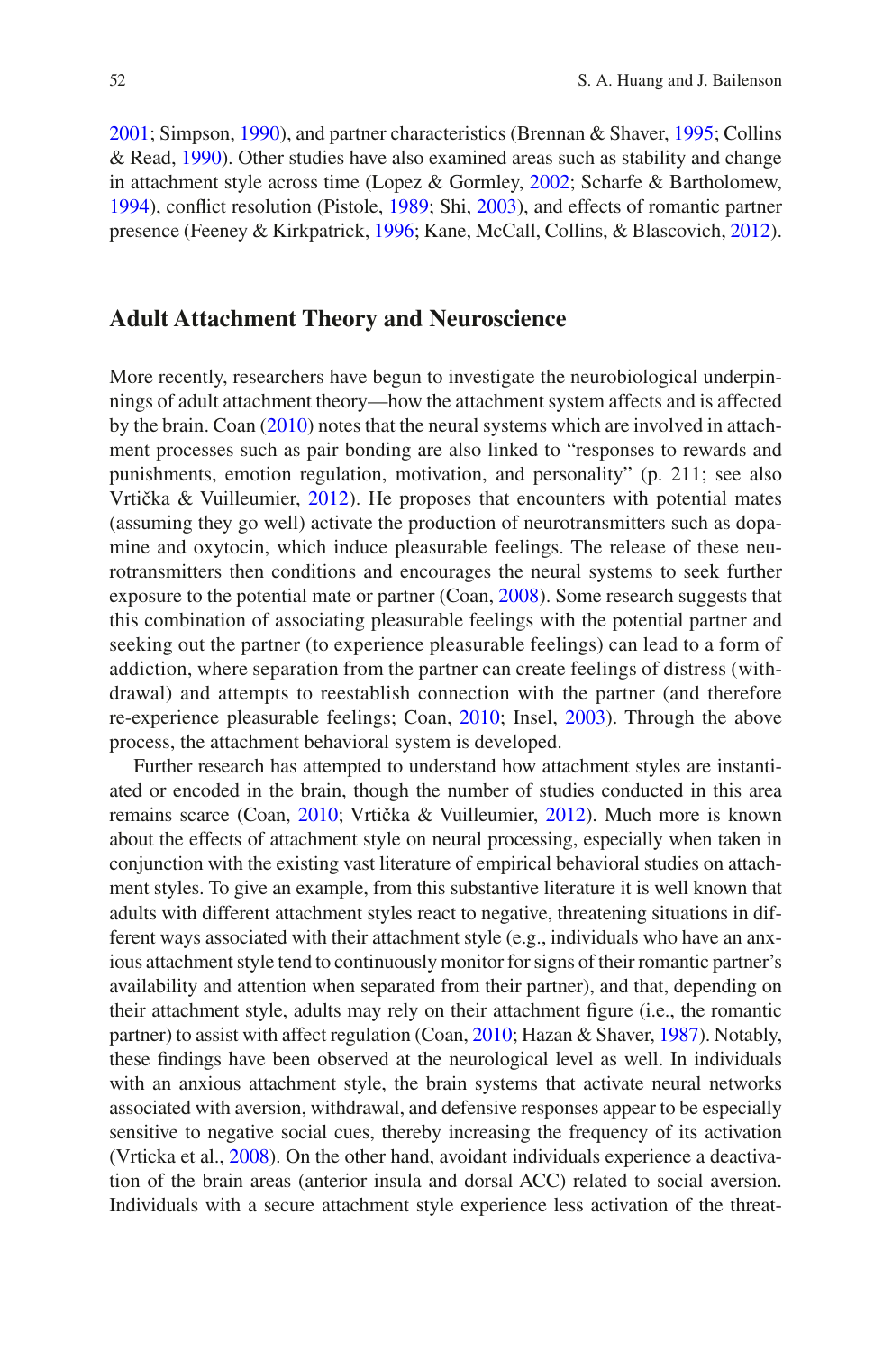2001; Simpson, 1990), and partner characteristics (Brennan & Shaver, 1995; Collins & Read, 1990). Other studies have also examined areas such as stability and change in attachment style across time (Lopez & Gormley, 2002; Scharfe & Bartholomew, 1994), conflict resolution (Pistole, 1989; Shi, 2003), and effects of romantic partner presence (Feeney & Kirkpatrick, 1996; Kane, McCall, Collins, & Blascovich, 2012).

## Adult Attachment Theory and Neuroscience

More recently, researchers have begun to investigate the neurobiological underpinnings of adult attachment theory—how the attachment system affects and is affected by the brain. Coan (2010) notes that the neural systems which are involved in attachment processes such as pair bonding are also linked to "responses to rewards and punishments, emotion regulation, motivation, and personality" (p. 211; see also Vrtička & Vuilleumier, 2012). He proposes that encounters with potential mates (assuming they go well) activate the production of neurotransmitters such as dopamine and oxytocin, which induce pleasurable feelings. The release of these neurotransmitters then conditions and encourages the neural systems to seek further exposure to the potential mate or partner (Coan, 2008). Some research suggests that this combination of associating pleasurable feelings with the potential partner and seeking out the partner (to experience pleasurable feelings) can lead to a form of addiction, where separation from the partner can create feelings of distress (withdrawal) and attempts to reestablish connection with the partner (and therefore re-experience pleasurable feelings; Coan, 2010; Insel, 2003). Through the above process, the attachment behavioral system is developed.

Further research has attempted to understand how attachment styles are instantiated or encoded in the brain, though the number of studies conducted in this area remains scarce (Coan, 2010; Vrtička & Vuilleumier, 2012). Much more is known about the effects of attachment style on neural processing, especially when taken in conjunction with the existing vast literature of empirical behavioral studies on attachment styles. To give an example, from this substantive literature it is well known that adults with different attachment styles react to negative, threatening situations in different ways associated with their attachment style (e.g., individuals who have an anxious attachment style tend to continuously monitor for signs of their romantic partner's availability and attention when separated from their partner), and that, depending on their attachment style, adults may rely on their attachment figure (i.e., the romantic partner) to assist with affect regulation (Coan, 2010; Hazan & Shaver, 1987). Notably, these findings have been observed at the neurological level as well. In individuals with an anxious attachment style, the brain systems that activate neural networks associated with aversion, withdrawal, and defensive responses appear to be especially sensitive to negative social cues, thereby increasing the frequency of its activation (Vrticka et al., 2008). On the other hand, avoidant individuals experience a deactivation of the brain areas (anterior insula and dorsal ACC) related to social aversion. Individuals with a secure attachment style experience less activation of the threat-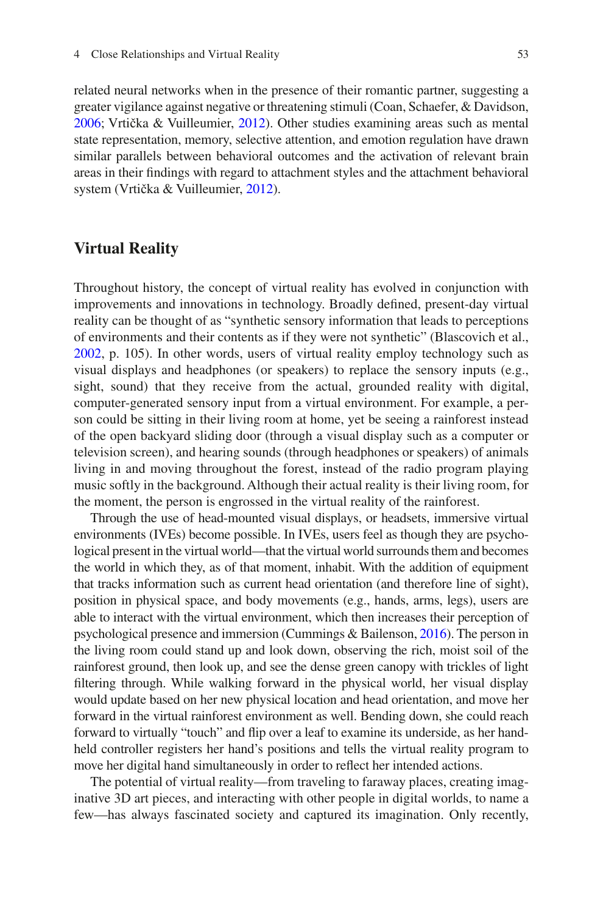related neural networks when in the presence of their romantic partner, suggesting a greater vigilance against negative or threatening stimuli (Coan, Schaefer, & Davidson, 2006; Vrtička & Vuilleumier, 2012). Other studies examining areas such as mental state representation, memory, selective attention, and emotion regulation have drawn similar parallels between behavioral outcomes and the activation of relevant brain areas in their findings with regard to attachment styles and the attachment behavioral system (Vrtička & Vuilleumier, 2012).

## Virtual Reality

Throughout history, the concept of virtual reality has evolved in conjunction with improvements and innovations in technology. Broadly defined, present-day virtual reality can be thought of as "synthetic sensory information that leads to perceptions of environments and their contents as if they were not synthetic" (Blascovich et al., 2002, p. 105). In other words, users of virtual reality employ technology such as visual displays and headphones (or speakers) to replace the sensory inputs (e.g., sight, sound) that they receive from the actual, grounded reality with digital, computer-generated sensory input from a virtual environment. For example, a person could be sitting in their living room at home, yet be seeing a rainforest instead of the open backyard sliding door (through a visual display such as a computer or television screen), and hearing sounds (through headphones or speakers) of animals living in and moving throughout the forest, instead of the radio program playing music softly in the background. Although their actual reality is their living room, for the moment, the person is engrossed in the virtual reality of the rainforest.

Through the use of head-mounted visual displays, or headsets, immersive virtual environments (IVEs) become possible. In IVEs, users feel as though they are psychological present in the virtual world—that the virtual world surrounds them and becomes the world in which they, as of that moment, inhabit. With the addition of equipment that tracks information such as current head orientation (and therefore line of sight), position in physical space, and body movements (e.g., hands, arms, legs), users are able to interact with the virtual environment, which then increases their perception of psychological presence and immersion (Cummings & Bailenson, 2016). The person in the living room could stand up and look down, observing the rich, moist soil of the rainforest ground, then look up, and see the dense green canopy with trickles of light filtering through. While walking forward in the physical world, her visual display would update based on her new physical location and head orientation, and move her forward in the virtual rainforest environment as well. Bending down, she could reach forward to virtually "touch" and flip over a leaf to examine its underside, as her handheld controller registers her hand's positions and tells the virtual reality program to move her digital hand simultaneously in order to reflect her intended actions.

The potential of virtual reality—from traveling to faraway places, creating imaginative 3D art pieces, and interacting with other people in digital worlds, to name a few—has always fascinated society and captured its imagination. Only recently,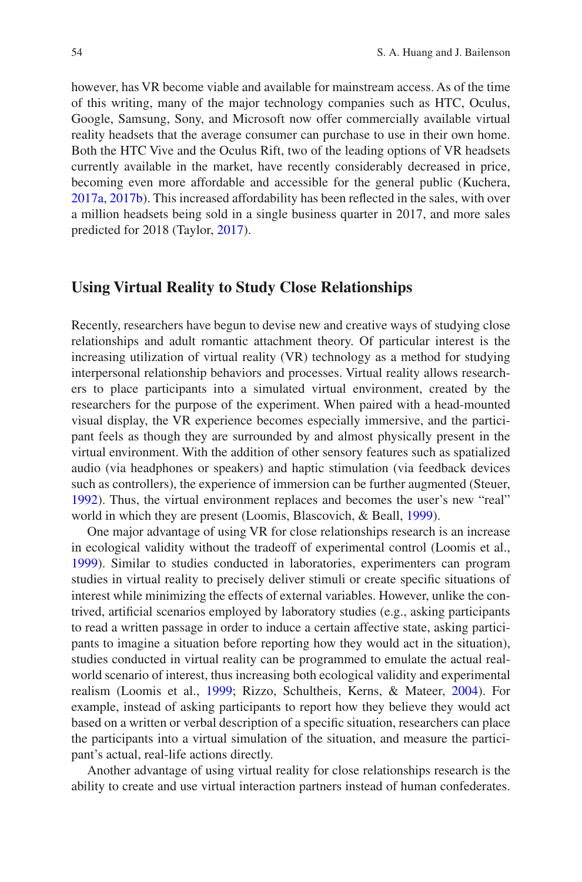however, has VR become viable and available for mainstream access. As of the time of this writing, many of the major technology companies such as HTC, Oculus, Google, Samsung, Sony, and Microsoft now offer commercially available virtual reality headsets that the average consumer can purchase to use in their own home. Both the HTC Vive and the Oculus Rift, two of the leading options of VR headsets currently available in the market, have recently considerably decreased in price, becoming even more affordable and accessible for the general public (Kuchera, 2017a, 2017b). This increased affordability has been reflected in the sales, with over a million headsets being sold in a single business quarter in 2017, and more sales predicted for 2018 (Taylor, 2017).

## Using Virtual Reality to Study Close Relationships

Recently, researchers have begun to devise new and creative ways of studying close relationships and adult romantic attachment theory. Of particular interest is the increasing utilization of virtual reality (VR) technology as a method for studying interpersonal relationship behaviors and processes. Virtual reality allows researchers to place participants into a simulated virtual environment, created by the researchers for the purpose of the experiment. When paired with a head-mounted visual display, the VR experience becomes especially immersive, and the participant feels as though they are surrounded by and almost physically present in the virtual environment. With the addition of other sensory features such as spatialized audio (via headphones or speakers) and haptic stimulation (via feedback devices such as controllers), the experience of immersion can be further augmented (Steuer, 1992). Thus, the virtual environment replaces and becomes the user's new "real" world in which they are present (Loomis, Blascovich, & Beall, 1999).

One major advantage of using VR for close relationships research is an increase in ecological validity without the tradeoff of experimental control (Loomis et al., 1999). Similar to studies conducted in laboratories, experimenters can program studies in virtual reality to precisely deliver stimuli or create specific situations of interest while minimizing the effects of external variables. However, unlike the contrived, artificial scenarios employed by laboratory studies (e.g., asking participants to read a written passage in order to induce a certain affective state, asking participants to imagine a situation before reporting how they would act in the situation), studies conducted in virtual reality can be programmed to emulate the actual real-world scenario of interest, thus increasing both ecological validity and experimental realism (Loomis et al., 1999; Rizzo, Schultheis, Kerns, & Mateer, 2004). For example, instead of asking participants to report how they believe they would act based on a written or verbal description of a specific situation, researchers can place the participants into a virtual simulation of the situation, and measure the participant's actual, real-life actions directly.

Another advantage of using virtual reality for close relationships research is the ability to create and use virtual interaction partners instead of human confederates.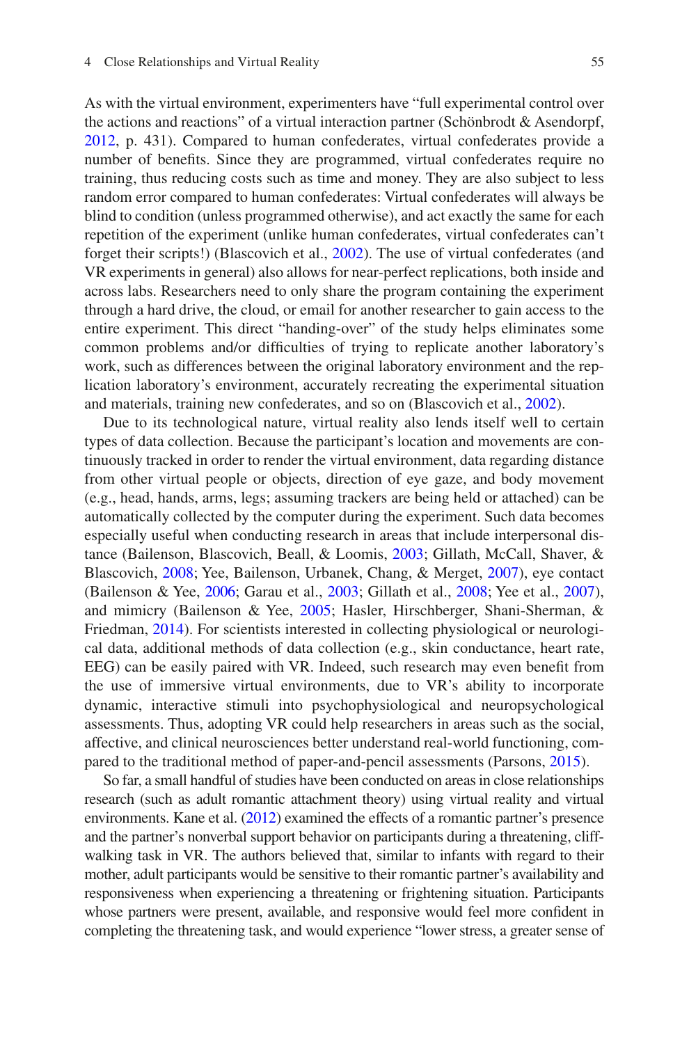As with the virtual environment, experimenters have “full experimental control over the actions and reactions” of a virtual interaction partner (Schönbrodt & Asendorpf, 2012, p. 431). Compared to human confederates, virtual confederates provide a number of benefits. Since they are programmed, virtual confederates require no training, thus reducing costs such as time and money. They are also subject to less random error compared to human confederates: Virtual confederates will always be blind to condition (unless programmed otherwise), and act exactly the same for each repetition of the experiment (unlike human confederates, virtual confederates can't forget their scripts!) (Blascovich et al., 2002). The use of virtual confederates (and VR experiments in general) also allows for near-perfect replications, both inside and across labs. Researchers need to only share the program containing the experiment through a hard drive, the cloud, or email for another researcher to gain access to the entire experiment. This direct “handing-over” of the study helps eliminates some common problems and/or difficulties of trying to replicate another laboratory's work, such as differences between the original laboratory environment and the replication laboratory's environment, accurately recreating the experimental situation and materials, training new confederates, and so on (Blascovich et al., 2002).

Due to its technological nature, virtual reality also lends itself well to certain types of data collection. Because the participant's location and movements are continuously tracked in order to render the virtual environment, data regarding distance from other virtual people or objects, direction of eye gaze, and body movement (e.g., head, hands, arms, legs; assuming trackers are being held or attached) can be automatically collected by the computer during the experiment. Such data becomes especially useful when conducting research in areas that include interpersonal distance (Bailenson, Blascovich, Beall, & Loomis, 2003; Gillath, McCall, Shaver, & Blascovich, 2008; Yee, Bailenson, Urbanek, Chang, & Merget, 2007), eye contact (Bailenson & Yee, 2006; Garau et al., 2003; Gillath et al., 2008; Yee et al., 2007), and mimicry (Bailenson & Yee, 2005; Hasler, Hirschberger, Shani-Sherman, & Friedman, 2014). For scientists interested in collecting physiological or neurological data, additional methods of data collection (e.g., skin conductance, heart rate, EEG) can be easily paired with VR. Indeed, such research may even benefit from the use of immersive virtual environments, due to VR's ability to incorporate dynamic, interactive stimuli into psychophysiological and neuropsychological assessments. Thus, adopting VR could help researchers in areas such as the social, affective, and clinical neurosciences better understand real-world functioning, compared to the traditional method of paper-and-pencil assessments (Parsons, 2015).

So far, a small handful of studies have been conducted on areas in close relationships research (such as adult romantic attachment theory) using virtual reality and virtual environments. Kane et al. (2012) examined the effects of a romantic partner's presence and the partner's nonverbal support behavior on participants during a threatening, cliff-walking task in VR. The authors believed that, similar to infants with regard to their mother, adult participants would be sensitive to their romantic partner's availability and responsiveness when experiencing a threatening or frightening situation. Participants whose partners were present, available, and responsive would feel more confident in completing the threatening task, and would experience “lower stress, a greater sense of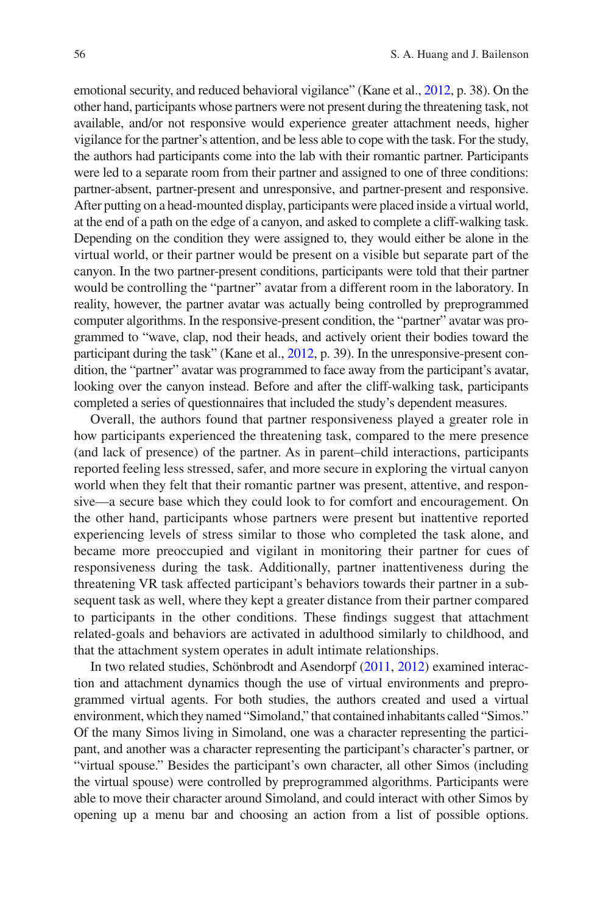emotional security, and reduced behavioral vigilance" (Kane et al., 2012, p. 38). On the other hand, participants whose partners were not present during the threatening task, not available, and/or not responsive would experience greater attachment needs, higher vigilance for the partner's attention, and be less able to cope with the task. For the study, the authors had participants come into the lab with their romantic partner. Participants were led to a separate room from their partner and assigned to one of three conditions: partner-absent, partner-present and unresponsive, and partner-present and responsive. After putting on a head-mounted display, participants were placed inside a virtual world, at the end of a path on the edge of a canyon, and asked to complete a cliff-walking task. Depending on the condition they were assigned to, they would either be alone in the virtual world, or their partner would be present on a visible but separate part of the canyon. In the two partner-present conditions, participants were told that their partner would be controlling the "partner" avatar from a different room in the laboratory. In reality, however, the partner avatar was actually being controlled by preprogrammed computer algorithms. In the responsive-present condition, the "partner" avatar was programmed to "wave, clap, nod their heads, and actively orient their bodies toward the participant during the task" (Kane et al., 2012, p. 39). In the unresponsive-present condition, the "partner" avatar was programmed to face away from the participant's avatar, looking over the canyon instead. Before and after the cliff-walking task, participants completed a series of questionnaires that included the study's dependent measures.

Overall, the authors found that partner responsiveness played a greater role in how participants experienced the threatening task, compared to the mere presence (and lack of presence) of the partner. As in parent–child interactions, participants reported feeling less stressed, safer, and more secure in exploring the virtual canyon world when they felt that their romantic partner was present, attentive, and responsive—a secure base which they could look to for comfort and encouragement. On the other hand, participants whose partners were present but inattentive reported experiencing levels of stress similar to those who completed the task alone, and became more preoccupied and vigilant in monitoring their partner for cues of responsiveness during the task. Additionally, partner inattentiveness during the threatening VR task affected participant's behaviors towards their partner in a subsequent task as well, where they kept a greater distance from their partner compared to participants in the other conditions. These findings suggest that attachment related-goals and behaviors are activated in adulthood similarly to childhood, and that the attachment system operates in adult intimate relationships.

In two related studies, Schönbrodt and Asendorpf (2011, 2012) examined interaction and attachment dynamics though the use of virtual environments and preprogrammed virtual agents. For both studies, the authors created and used a virtual environment, which they named "Simoland," that contained inhabitants called "Simos." Of the many Simos living in Simoland, one was a character representing the participant, and another was a character representing the participant's character's partner, or "virtual spouse." Besides the participant's own character, all other Simos (including the virtual spouse) were controlled by preprogrammed algorithms. Participants were able to move their character around Simoland, and could interact with other Simos by opening up a menu bar and choosing an action from a list of possible options.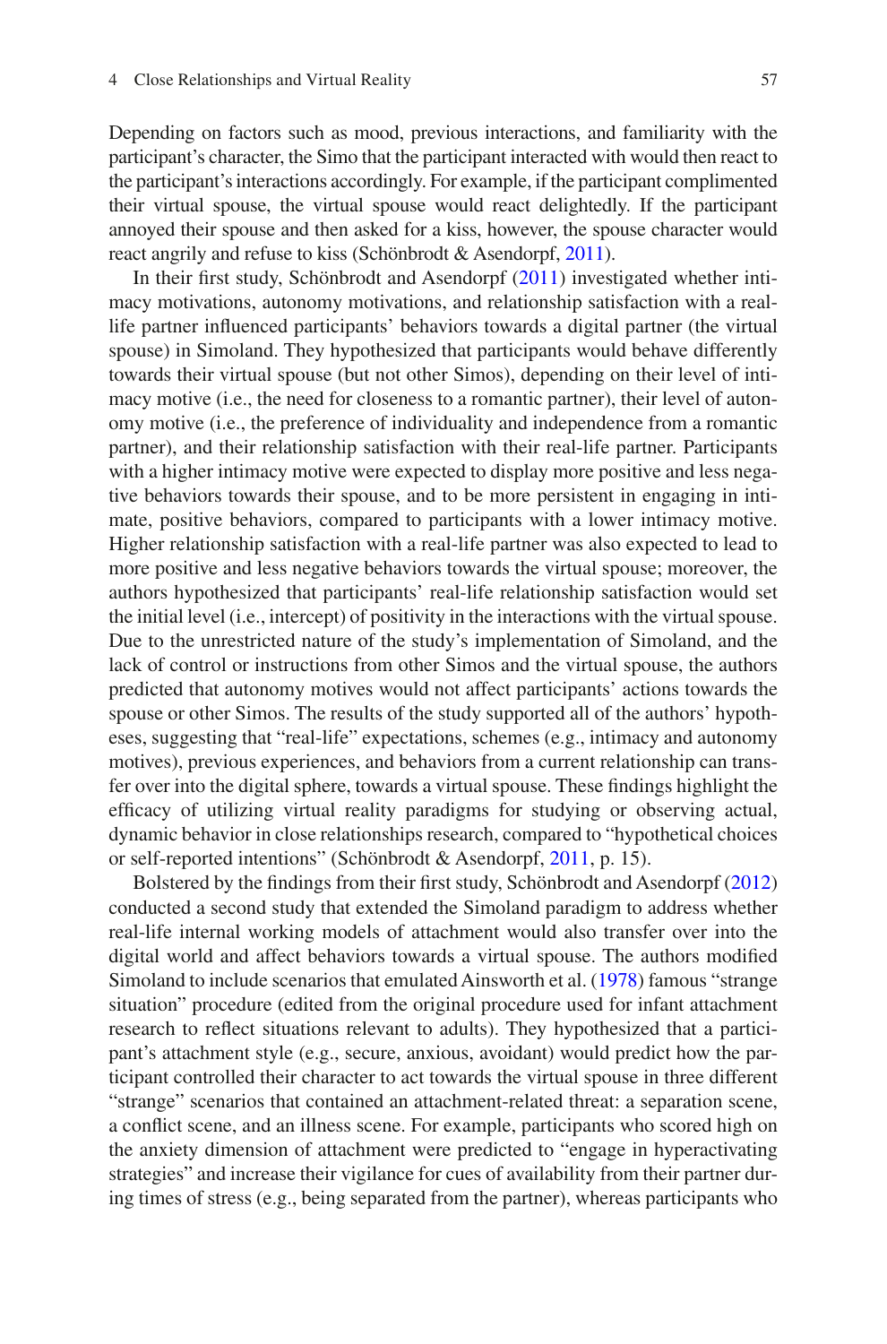Depending on factors such as mood, previous interactions, and familiarity with the participant's character, the Simo that the participant interacted with would then react to the participant's interactions accordingly. For example, if the participant complimented their virtual spouse, the virtual spouse would react delightedly. If the participant annoyed their spouse and then asked for a kiss, however, the spouse character would react angrily and refuse to kiss (Schönbrodt & Asendorpf, 2011).

In their first study, Schönbrodt and Asendorpf (2011) investigated whether intimacy motivations, autonomy motivations, and relationship satisfaction with a real-life partner influenced participants' behaviors towards a digital partner (the virtual spouse) in Simoland. They hypothesized that participants would behave differently towards their virtual spouse (but not other Simos), depending on their level of intimacy motive (i.e., the need for closeness to a romantic partner), their level of autonomy motive (i.e., the preference of individuality and independence from a romantic partner), and their relationship satisfaction with their real-life partner. Participants with a higher intimacy motive were expected to display more positive and less negative behaviors towards their spouse, and to be more persistent in engaging in intimate, positive behaviors, compared to participants with a lower intimacy motive. Higher relationship satisfaction with a real-life partner was also expected to lead to more positive and less negative behaviors towards the virtual spouse; moreover, the authors hypothesized that participants' real-life relationship satisfaction would set the initial level (i.e., intercept) of positivity in the interactions with the virtual spouse. Due to the unrestricted nature of the study's implementation of Simoland, and the lack of control or instructions from other Simos and the virtual spouse, the authors predicted that autonomy motives would not affect participants' actions towards the spouse or other Simos. The results of the study supported all of the authors' hypotheses, suggesting that "real-life" expectations, schemes (e.g., intimacy and autonomy motives), previous experiences, and behaviors from a current relationship can transfer over into the digital sphere, towards a virtual spouse. These findings highlight the efficacy of utilizing virtual reality paradigms for studying or observing actual, dynamic behavior in close relationships research, compared to "hypothetical choices or self-reported intentions" (Schönbrodt & Asendorpf, 2011, p. 15).

Bolstered by the findings from their first study, Schönbrodt and Asendorpf (2012) conducted a second study that extended the Simoland paradigm to address whether real-life internal working models of attachment would also transfer over into the digital world and affect behaviors towards a virtual spouse. The authors modified Simoland to include scenarios that emulated Ainsworth et al. (1978) famous "strange situation" procedure (edited from the original procedure used for infant attachment research to reflect situations relevant to adults). They hypothesized that a participant's attachment style (e.g., secure, anxious, avoidant) would predict how the participant controlled their character to act towards the virtual spouse in three different "strange" scenarios that contained an attachment-related threat: a separation scene, a conflict scene, and an illness scene. For example, participants who scored high on the anxiety dimension of attachment were predicted to "engage in hyperactivating strategies" and increase their vigilance for cues of availability from their partner during times of stress (e.g., being separated from the partner), whereas participants who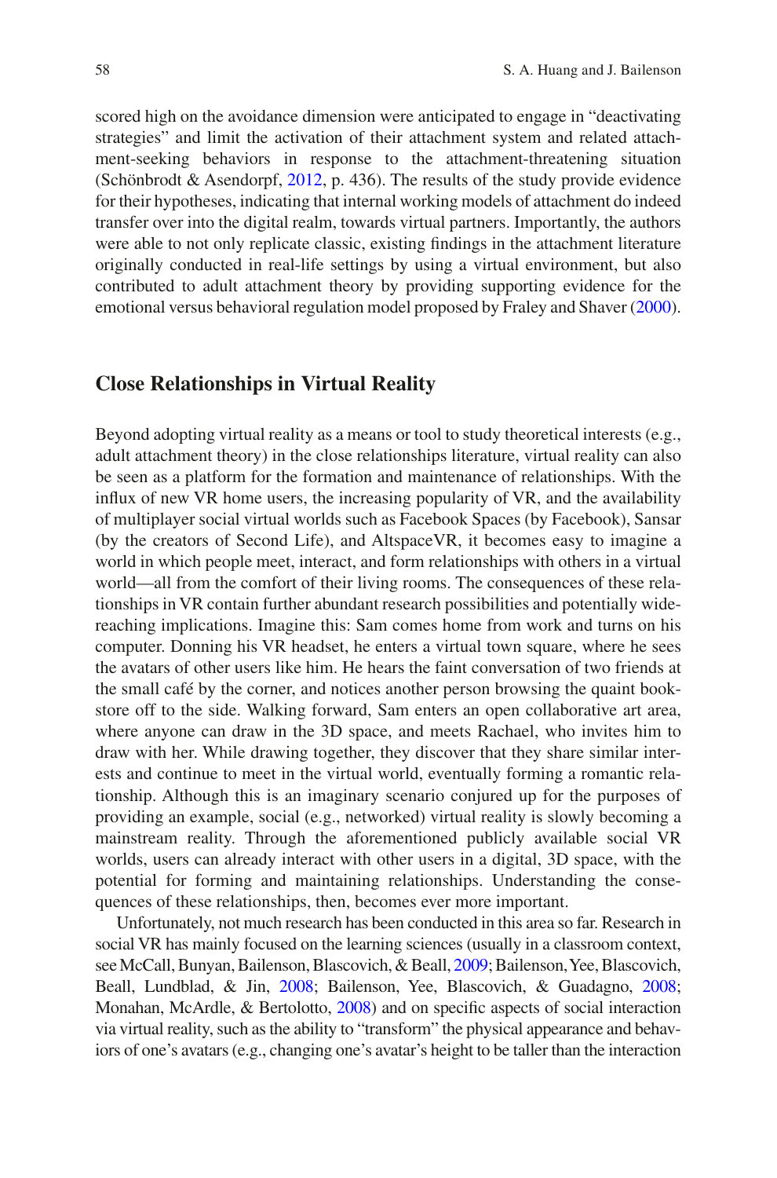scored high on the avoidance dimension were anticipated to engage in "deactivating strategies" and limit the activation of their attachment system and related attachment-seeking behaviors in response to the attachment-threatening situation (Schönbrodt & Asendorpf, 2012, p. 436). The results of the study provide evidence for their hypotheses, indicating that internal working models of attachment do indeed transfer over into the digital realm, towards virtual partners. Importantly, the authors were able to not only replicate classic, existing findings in the attachment literature originally conducted in real-life settings by using a virtual environment, but also contributed to adult attachment theory by providing supporting evidence for the emotional versus behavioral regulation model proposed by Fraley and Shaver (2000).

## Close Relationships in Virtual Reality

Beyond adopting virtual reality as a means or tool to study theoretical interests (e.g., adult attachment theory) in the close relationships literature, virtual reality can also be seen as a platform for the formation and maintenance of relationships. With the influx of new VR home users, the increasing popularity of VR, and the availability of multiplayer social virtual worlds such as Facebook Spaces (by Facebook), Sansar (by the creators of Second Life), and AltspaceVR, it becomes easy to imagine a world in which people meet, interact, and form relationships with others in a virtual world—all from the comfort of their living rooms. The consequences of these relationships in VR contain further abundant research possibilities and potentially wide-reaching implications. Imagine this: Sam comes home from work and turns on his computer. Donning his VR headset, he enters a virtual town square, where he sees the avatars of other users like him. He hears the faint conversation of two friends at the small café by the corner, and notices another person browsing the quaint bookstore off to the side. Walking forward, Sam enters an open collaborative art area, where anyone can draw in the 3D space, and meets Rachael, who invites him to draw with her. While drawing together, they discover that they share similar interests and continue to meet in the virtual world, eventually forming a romantic relationship. Although this is an imaginary scenario conjured up for the purposes of providing an example, social (e.g., networked) virtual reality is slowly becoming a mainstream reality. Through the aforementioned publicly available social VR worlds, users can already interact with other users in a digital, 3D space, with the potential for forming and maintaining relationships. Understanding the consequences of these relationships, then, becomes ever more important.

Unfortunately, not much research has been conducted in this area so far. Research in social VR has mainly focused on the learning sciences (usually in a classroom context, see McCall, Bunyan, Bailenson, Blascovich, & Beall, 2009; Bailenson, Yee, Blascovich, Beall, Lundblad, & Jin, 2008; Bailenson, Yee, Blascovich, & Guadagno, 2008; Monahan, McArdle, & Bertolotto, 2008) and on specific aspects of social interaction via virtual reality, such as the ability to "transform" the physical appearance and behaviors of one's avatars (e.g., changing one's avatar's height to be taller than the interaction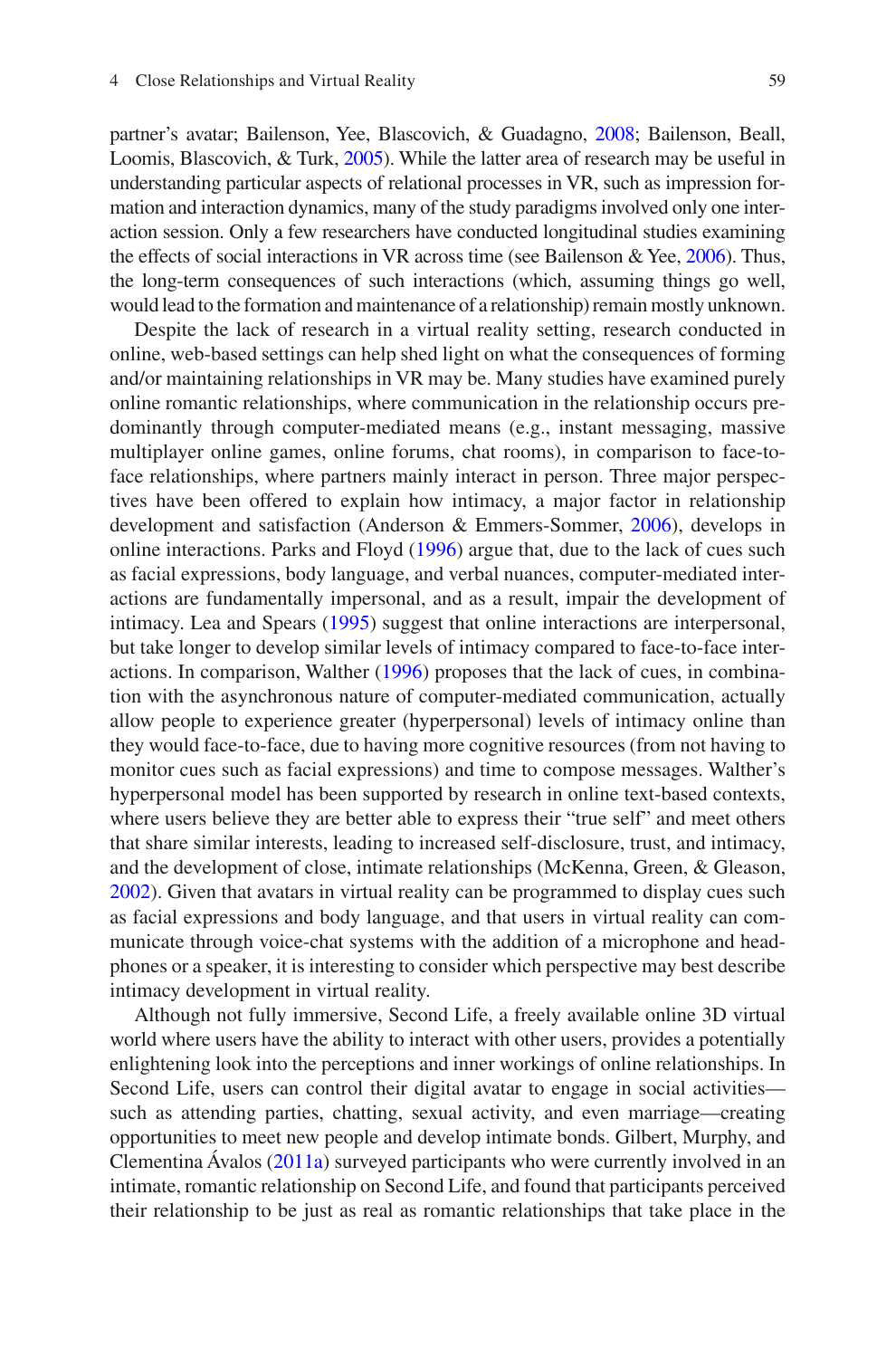partner's avatar; Bailenson, Yee, Blascovich, & Guadagno, 2008; Bailenson, Beall, Loomis, Blascovich, & Turk, 2005). While the latter area of research may be useful in understanding particular aspects of relational processes in VR, such as impression formation and interaction dynamics, many of the study paradigms involved only one interaction session. Only a few researchers have conducted longitudinal studies examining the effects of social interactions in VR across time (see Bailenson & Yee, 2006). Thus, the long-term consequences of such interactions (which, assuming things go well, would lead to the formation and maintenance of a relationship) remain mostly unknown.

Despite the lack of research in a virtual reality setting, research conducted in online, web-based settings can help shed light on what the consequences of forming and/or maintaining relationships in VR may be. Many studies have examined purely online romantic relationships, where communication in the relationship occurs predominantly through computer-mediated means (e.g., instant messaging, massive multiplayer online games, online forums, chat rooms), in comparison to face-to-face relationships, where partners mainly interact in person. Three major perspectives have been offered to explain how intimacy, a major factor in relationship development and satisfaction (Anderson & Emmers-Sommer, 2006), develops in online interactions. Parks and Floyd (1996) argue that, due to the lack of cues such as facial expressions, body language, and verbal nuances, computer-mediated interactions are fundamentally impersonal, and as a result, impair the development of intimacy. Lea and Spears (1995) suggest that online interactions are interpersonal, but take longer to develop similar levels of intimacy compared to face-to-face interactions. In comparison, Walther (1996) proposes that the lack of cues, in combination with the asynchronous nature of computer-mediated communication, actually allow people to experience greater (hyperpersonal) levels of intimacy online than they would face-to-face, due to having more cognitive resources (from not having to monitor cues such as facial expressions) and time to compose messages. Walther's hyperpersonal model has been supported by research in online text-based contexts, where users believe they are better able to express their "true self" and meet others that share similar interests, leading to increased self-disclosure, trust, and intimacy, and the development of close, intimate relationships (McKenna, Green, & Gleason, 2002). Given that avatars in virtual reality can be programmed to display cues such as facial expressions and body language, and that users in virtual reality can communicate through voice-chat systems with the addition of a microphone and headphones or a speaker, it is interesting to consider which perspective may best describe intimacy development in virtual reality.

Although not fully immersive, Second Life, a freely available online 3D virtual world where users have the ability to interact with other users, provides a potentially enlightening look into the perceptions and inner workings of online relationships. In Second Life, users can control their digital avatar to engage in social activities—such as attending parties, chatting, sexual activity, and even marriage—creating opportunities to meet new people and develop intimate bonds. Gilbert, Murphy, and Clementina Ávalos (2011a) surveyed participants who were currently involved in an intimate, romantic relationship on Second Life, and found that participants perceived their relationship to be just as real as romantic relationships that take place in the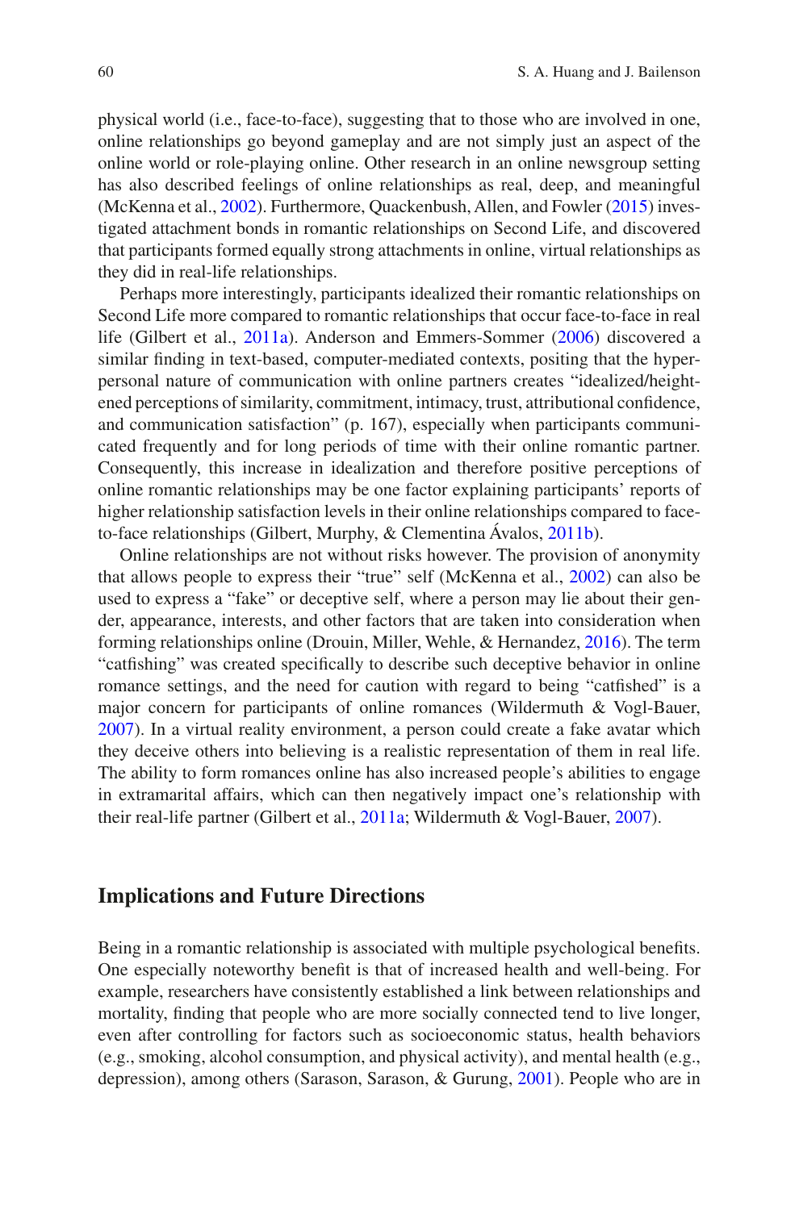physical world (i.e., face-to-face), suggesting that to those who are involved in one, online relationships go beyond gameplay and are not simply just an aspect of the online world or role-playing online. Other research in an online newsgroup setting has also described feelings of online relationships as real, deep, and meaningful (McKenna et al., 2002). Furthermore, Quackenbush, Allen, and Fowler (2015) investigated attachment bonds in romantic relationships on Second Life, and discovered that participants formed equally strong attachments in online, virtual relationships as they did in real-life relationships.

Perhaps more interestingly, participants idealized their romantic relationships on Second Life more compared to romantic relationships that occur face-to-face in real life (Gilbert et al., 2011a). Anderson and Emmers-Sommer (2006) discovered a similar finding in text-based, computer-mediated contexts, positing that the hyperpersonal nature of communication with online partners creates "idealized/heightened perceptions of similarity, commitment, intimacy, trust, attributional confidence, and communication satisfaction" (p. 167), especially when participants communicated frequently and for long periods of time with their online romantic partner. Consequently, this increase in idealization and therefore positive perceptions of online romantic relationships may be one factor explaining participants' reports of higher relationship satisfaction levels in their online relationships compared to face-to-face relationships (Gilbert, Murphy, & Clementina Ávalos, 2011b).

Online relationships are not without risks however. The provision of anonymity that allows people to express their "true" self (McKenna et al., 2002) can also be used to express a "fake" or deceptive self, where a person may lie about their gender, appearance, interests, and other factors that are taken into consideration when forming relationships online (Drouin, Miller, Wehle, & Hernandez, 2016). The term "catfishing" was created specifically to describe such deceptive behavior in online romance settings, and the need for caution with regard to being "catfished" is a major concern for participants of online romances (Wildermuth & Vogl-Bauer, 2007). In a virtual reality environment, a person could create a fake avatar which they deceive others into believing is a realistic representation of them in real life. The ability to form romances online has also increased people's abilities to engage in extramarital affairs, which can then negatively impact one's relationship with their real-life partner (Gilbert et al., 2011a; Wildermuth & Vogl-Bauer, 2007).

## Implications and Future Directions

Being in a romantic relationship is associated with multiple psychological benefits. One especially noteworthy benefit is that of increased health and well-being. For example, researchers have consistently established a link between relationships and mortality, finding that people who are more socially connected tend to live longer, even after controlling for factors such as socioeconomic status, health behaviors (e.g., smoking, alcohol consumption, and physical activity), and mental health (e.g., depression), among others (Sarason, Sarason, & Gurung, 2001). People who are in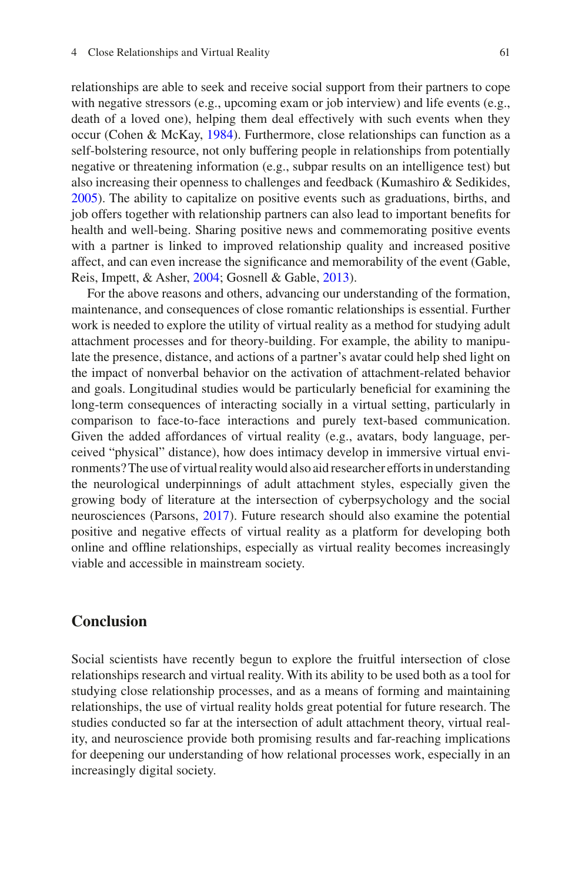relationships are able to seek and receive social support from their partners to cope with negative stressors (e.g., upcoming exam or job interview) and life events (e.g., death of a loved one), helping them deal effectively with such events when they occur (Cohen & McKay, 1984). Furthermore, close relationships can function as a self-bolstering resource, not only buffering people in relationships from potentially negative or threatening information (e.g., subpar results on an intelligence test) but also increasing their openness to challenges and feedback (Kumashiro & Sedikides, 2005). The ability to capitalize on positive events such as graduations, births, and job offers together with relationship partners can also lead to important benefits for health and well-being. Sharing positive news and commemorating positive events with a partner is linked to improved relationship quality and increased positive affect, and can even increase the significance and memorability of the event (Gable, Reis, Impett, & Asher, 2004; Gosnell & Gable, 2013).

For the above reasons and others, advancing our understanding of the formation, maintenance, and consequences of close romantic relationships is essential. Further work is needed to explore the utility of virtual reality as a method for studying adult attachment processes and for theory-building. For example, the ability to manipulate the presence, distance, and actions of a partner's avatar could help shed light on the impact of nonverbal behavior on the activation of attachment-related behavior and goals. Longitudinal studies would be particularly beneficial for examining the long-term consequences of interacting socially in a virtual setting, particularly in comparison to face-to-face interactions and purely text-based communication. Given the added affordances of virtual reality (e.g., avatars, body language, perceived "physical" distance), how does intimacy develop in immersive virtual environments? The use of virtual reality would also aid researcher efforts in understanding the neurological underpinnings of adult attachment styles, especially given the growing body of literature at the intersection of cyberpsychology and the social neurosciences (Parsons, 2017). Future research should also examine the potential positive and negative effects of virtual reality as a platform for developing both online and offline relationships, especially as virtual reality becomes increasingly viable and accessible in mainstream society.

## Conclusion

Social scientists have recently begun to explore the fruitful intersection of close relationships research and virtual reality. With its ability to be used both as a tool for studying close relationship processes, and as a means of forming and maintaining relationships, the use of virtual reality holds great potential for future research. The studies conducted so far at the intersection of adult attachment theory, virtual reality, and neuroscience provide both promising results and far-reaching implications for deepening our understanding of how relational processes work, especially in an increasingly digital society.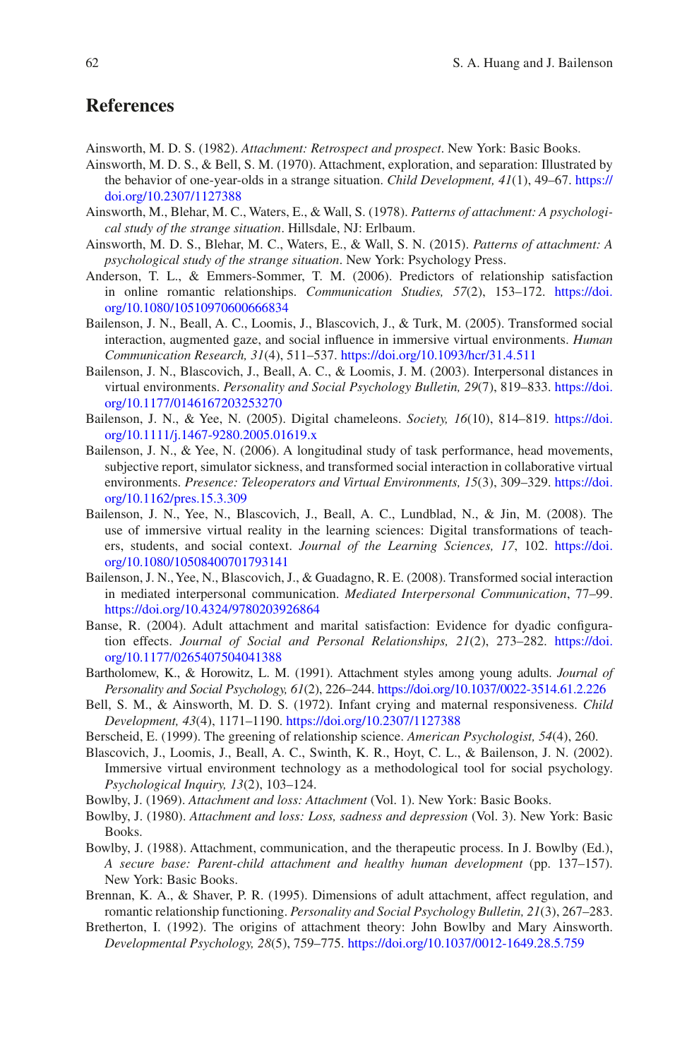## References

Ainsworth, M. D. S. (1982). *Attachment: Retrospect and prospect*. New York: Basic Books.

Ainsworth, M. D. S., & Bell, S. M. (1970). Attachment, exploration, and separation: Illustrated by the behavior of one-year-olds in a strange situation. *Child Development, 41*(1), 49–67. https://doi.org/10.2307/1127388

Ainsworth, M., Blehar, M. C., Waters, E., & Wall, S. (1978). *Patterns of attachment: A psychological study of the strange situation*. Hillsdale, NJ: Erlbaum.

Ainsworth, M. D. S., Blehar, M. C., Waters, E., & Wall, S. N. (2015). *Patterns of attachment: A psychological study of the strange situation*. New York: Psychology Press.

Anderson, T. L., & Emmers-Sommer, T. M. (2006). Predictors of relationship satisfaction in online romantic relationships. *Communication Studies, 57*(2), 153–172. https://doi.org/10.1080/10510970600666834

Bailenson, J. N., Beall, A. C., Loomis, J., Blascovich, J., & Turk, M. (2005). Transformed social interaction, augmented gaze, and social influence in immersive virtual environments. *Human Communication Research, 31*(4), 511–537. https://doi.org/10.1093/hcr/31.4.511

Bailenson, J. N., Blascovich, J., Beall, A. C., & Loomis, J. M. (2003). Interpersonal distances in virtual environments. *Personality and Social Psychology Bulletin, 29*(7), 819–833. https://doi.org/10.1177/0146167203253270

Bailenson, J. N., & Yee, N. (2005). Digital chameleons. *Society, 16*(10), 814–819. https://doi.org/10.1111/j.1467-9280.2005.01619.x

Bailenson, J. N., & Yee, N. (2006). A longitudinal study of task performance, head movements, subjective report, simulator sickness, and transformed social interaction in collaborative virtual environments. *Presence: Teleoperators and Virtual Environments, 15*(3), 309–329. https://doi.org/10.1162/pres.15.3.309

Bailenson, J. N., Yee, N., Blascovich, J., Beall, A. C., Lundblad, N., & Jin, M. (2008). The use of immersive virtual reality in the learning sciences: Digital transformations of teachers, students, and social context. *Journal of the Learning Sciences, 17*, 102. https://doi.org/10.1080/10508400701793141

Bailenson, J. N., Yee, N., Blascovich, J., & Guadagno, R. E. (2008). Transformed social interaction in mediated interpersonal communication. *Mediated Interpersonal Communication*, 77–99. https://doi.org/10.4324/9780203926864

Banse, R. (2004). Adult attachment and marital satisfaction: Evidence for dyadic configuration effects. *Journal of Social and Personal Relationships, 21*(2), 273–282. https://doi.org/10.1177/0265407504041388

Bartholomew, K., & Horowitz, L. M. (1991). Attachment styles among young adults. *Journal of Personality and Social Psychology, 61*(2), 226–244. https://doi.org/10.1037/0022-3514.61.2.226

Bell, S. M., & Ainsworth, M. D. S. (1972). Infant crying and maternal responsiveness. *Child Development, 43*(4), 1171–1190. https://doi.org/10.2307/1127388

Berscheid, E. (1999). The greening of relationship science. *American Psychologist, 54*(4), 260.

Blascovich, J., Loomis, J., Beall, A. C., Swinth, K. R., Hoyt, C. L., & Bailenson, J. N. (2002). Immersive virtual environment technology as a methodological tool for social psychology. *Psychological Inquiry, 13*(2), 103–124.

Bowlby, J. (1969). *Attachment and loss: Attachment* (Vol. 1). New York: Basic Books.

Bowlby, J. (1980). *Attachment and loss: Loss, sadness and depression* (Vol. 3). New York: Basic Books.

Bowlby, J. (1988). Attachment, communication, and the therapeutic process. In J. Bowlby (Ed.), *A secure base: Parent-child attachment and healthy human development* (pp. 137–157). New York: Basic Books.

Brennan, K. A., & Shaver, P. R. (1995). Dimensions of adult attachment, affect regulation, and romantic relationship functioning. *Personality and Social Psychology Bulletin, 21*(3), 267–283.

Bretherton, I. (1992). The origins of attachment theory: John Bowlby and Mary Ainsworth. *Developmental Psychology, 28*(5), 759–775. https://doi.org/10.1037/0012-1649.28.5.759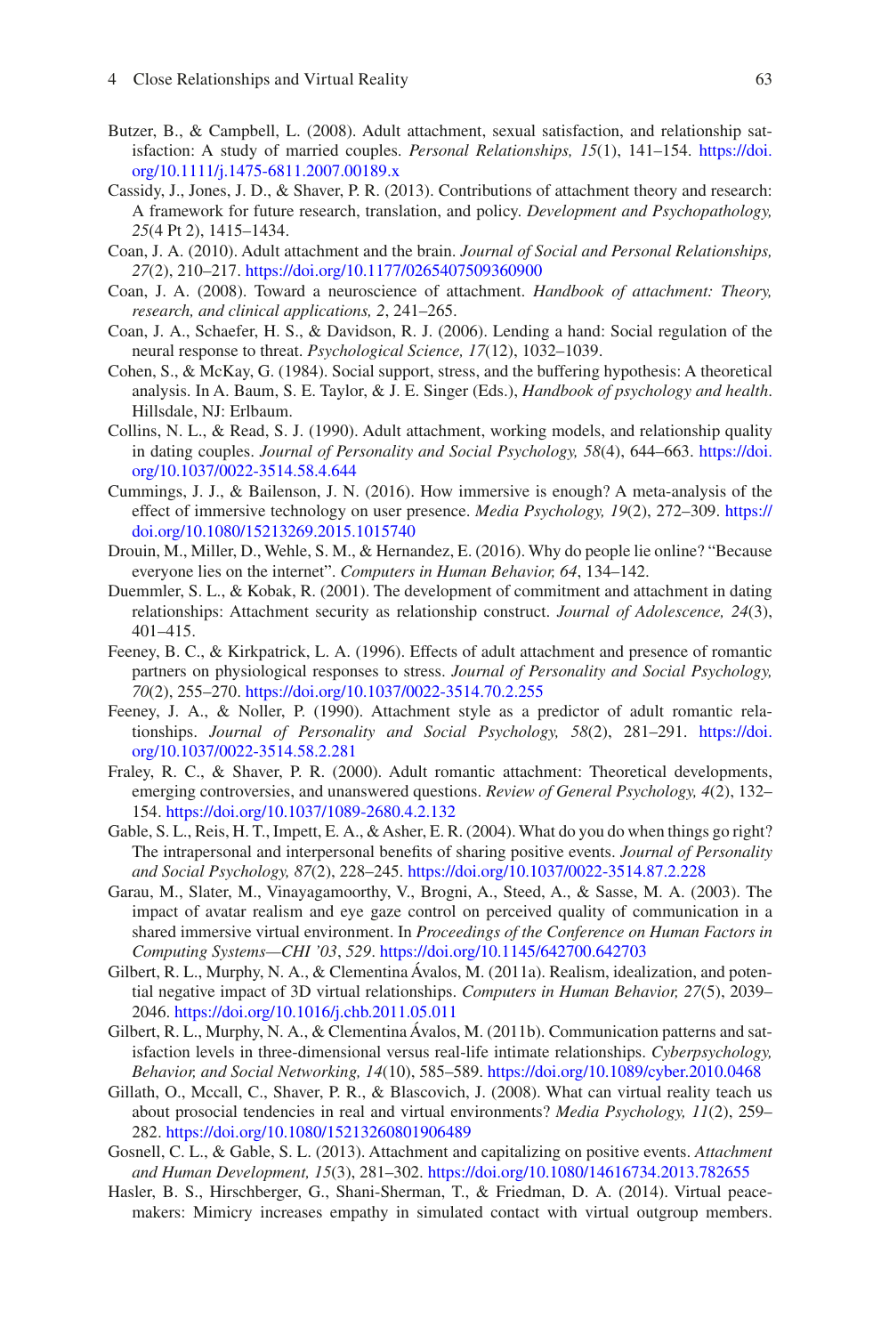Butzer, B., & Campbell, L. (2008). Adult attachment, sexual satisfaction, and relationship satisfaction: A study of married couples. *Personal Relationships, 15*(1), 141–154. https://doi.org/10.1111/j.1475-6811.2007.00189.x

Cassidy, J., Jones, J. D., & Shaver, P. R. (2013). Contributions of attachment theory and research: A framework for future research, translation, and policy. *Development and Psychopathology, 25*(4 Pt 2), 1415–1434.

Coan, J. A. (2010). Adult attachment and the brain. *Journal of Social and Personal Relationships, 27*(2), 210–217. https://doi.org/10.1177/0265407509360900

Coan, J. A. (2008). Toward a neuroscience of attachment. *Handbook of attachment: Theory, research, and clinical applications, 2*, 241–265.

Coan, J. A., Schaefer, H. S., & Davidson, R. J. (2006). Lending a hand: Social regulation of the neural response to threat. *Psychological Science, 17*(12), 1032–1039.

Cohen, S., & McKay, G. (1984). Social support, stress, and the buffering hypothesis: A theoretical analysis. In A. Baum, S. E. Taylor, & J. E. Singer (Eds.), *Handbook of psychology and health*. Hillsdale, NJ: Erlbaum.

Collins, N. L., & Read, S. J. (1990). Adult attachment, working models, and relationship quality in dating couples. *Journal of Personality and Social Psychology, 58*(4), 644–663. https://doi.org/10.1037/0022-3514.58.4.644

Cummings, J. J., & Bailenson, J. N. (2016). How immersive is enough? A meta-analysis of the effect of immersive technology on user presence. *Media Psychology, 19*(2), 272–309. https://doi.org/10.1080/15213269.2015.1015740

Drouin, M., Miller, D., Wehle, S. M., & Hernandez, E. (2016). Why do people lie online? "Because everyone lies on the internet". *Computers in Human Behavior, 64*, 134–142.

Duemmler, S. L., & Kobak, R. (2001). The development of commitment and attachment in dating relationships: Attachment security as relationship construct. *Journal of Adolescence, 24*(3), 401–415.

Feeney, B. C., & Kirkpatrick, L. A. (1996). Effects of adult attachment and presence of romantic partners on physiological responses to stress. *Journal of Personality and Social Psychology, 70*(2), 255–270. https://doi.org/10.1037/0022-3514.70.2.255

Feeney, J. A., & Noller, P. (1990). Attachment style as a predictor of adult romantic relationships. *Journal of Personality and Social Psychology, 58*(2), 281–291. https://doi.org/10.1037/0022-3514.58.2.281

Fraley, R. C., & Shaver, P. R. (2000). Adult romantic attachment: Theoretical developments, emerging controversies, and unanswered questions. *Review of General Psychology, 4*(2), 132–154. https://doi.org/10.1037/1089-2680.4.2.132

Gable, S. L., Reis, H. T., Impett, E. A., & Asher, E. R. (2004). What do you do when things go right? The intrapersonal and interpersonal benefits of sharing positive events. *Journal of Personality and Social Psychology, 87*(2), 228–245. https://doi.org/10.1037/0022-3514.87.2.228

Garau, M., Slater, M., Vinayagamoorthy, V., Brogni, A., Steed, A., & Sasse, M. A. (2003). The impact of avatar realism and eye gaze control on perceived quality of communication in a shared immersive virtual environment. In *Proceedings of the Conference on Human Factors in Computing Systems—CHI '03*, *529*. https://doi.org/10.1145/642700.642703

Gilbert, R. L., Murphy, N. A., & Clementina Ávalos, M. (2011a). Realism, idealization, and potential negative impact of 3D virtual relationships. *Computers in Human Behavior, 27*(5), 2039–2046. https://doi.org/10.1016/j.chb.2011.05.011

Gilbert, R. L., Murphy, N. A., & Clementina Ávalos, M. (2011b). Communication patterns and satisfaction levels in three-dimensional versus real-life intimate relationships. *Cyberpsychology, Behavior, and Social Networking, 14*(10), 585–589. https://doi.org/10.1089/cyber.2010.0468

Gillath, O., Mccall, C., Shaver, P. R., & Blascovich, J. (2008). What can virtual reality teach us about prosocial tendencies in real and virtual environments? *Media Psychology, 11*(2), 259–282. https://doi.org/10.1080/15213260801906489

Gosnell, C. L., & Gable, S. L. (2013). Attachment and capitalizing on positive events. *Attachment and Human Development, 15*(3), 281–302. https://doi.org/10.1080/14616734.2013.782655

Hasler, B. S., Hirschberger, G., Shani-Sherman, T., & Friedman, D. A. (2014). Virtual peacemakers: Mimicry increases empathy in simulated contact with virtual outgroup members.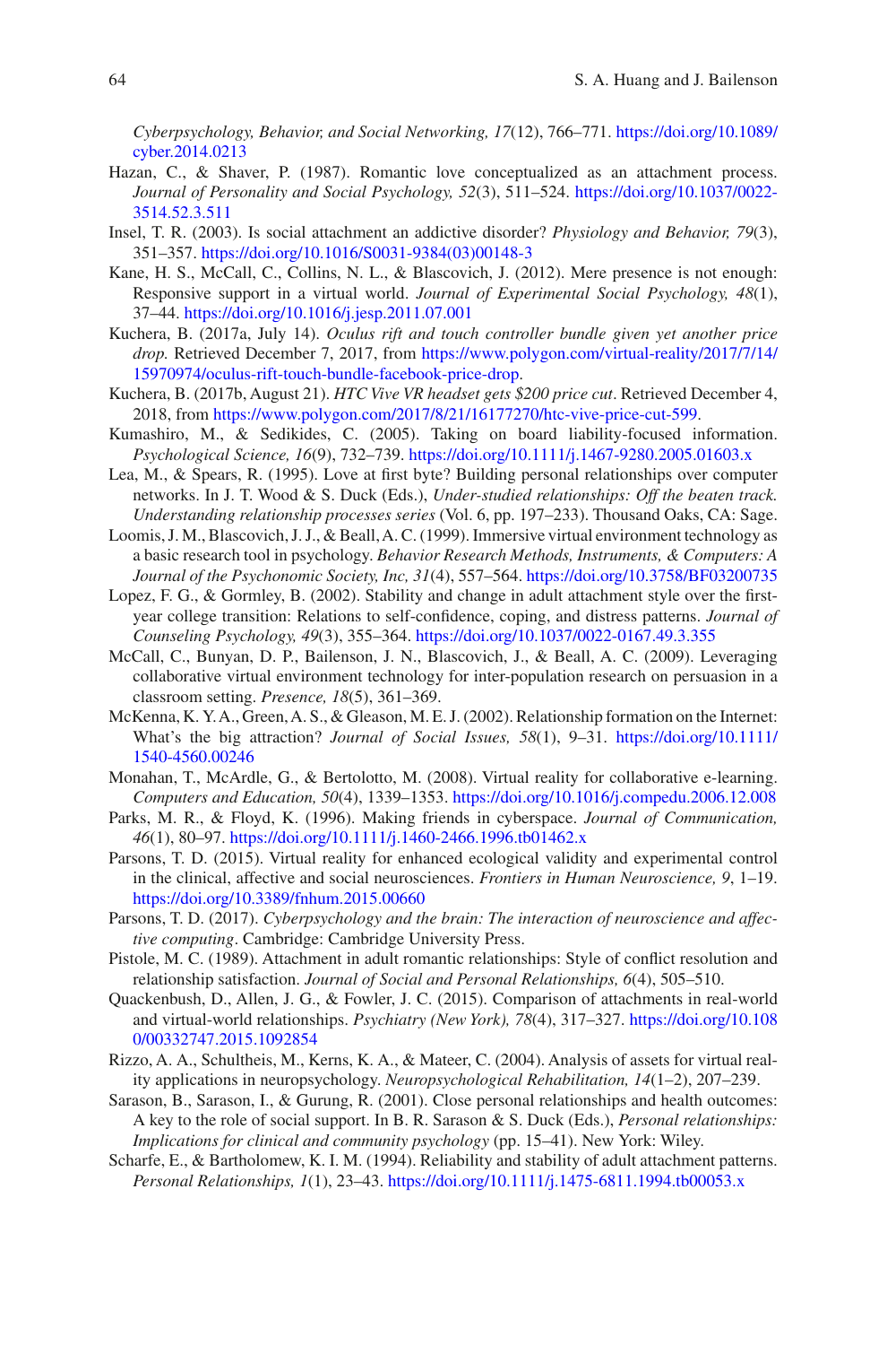*Cyberpsychology, Behavior, and Social Networking, 17*(12), 766–771. https://doi.org/10.1089/cyber.2014.0213

Hazan, C., & Shaver, P. (1987). Romantic love conceptualized as an attachment process. *Journal of Personality and Social Psychology, 52*(3), 511–524. https://doi.org/10.1037/0022-3514.52.3.511

Insel, T. R. (2003). Is social attachment an addictive disorder? *Physiology and Behavior, 79*(3), 351–357. https://doi.org/10.1016/S0031-9384(03)00148-3

Kane, H. S., McCall, C., Collins, N. L., & Blascovich, J. (2012). Mere presence is not enough: Responsive support in a virtual world. *Journal of Experimental Social Psychology, 48*(1), 37–44. https://doi.org/10.1016/j.jesp.2011.07.001

Kuchera, B. (2017a, July 14). *Oculus rift and touch controller bundle given yet another price drop.* Retrieved December 7, 2017, from https://www.polygon.com/virtual-reality/2017/7/14/15970974/oculus-rift-touch-bundle-facebook-price-drop.

Kuchera, B. (2017b, August 21). *HTC Vive VR headset gets $200 price cut*. Retrieved December 4, 2018, from https://www.polygon.com/2017/8/21/16177270/htc-vive-price-cut-599.

Kumashiro, M., & Sedikides, C. (2005). Taking on board liability-focused information. *Psychological Science, 16*(9), 732–739. https://doi.org/10.1111/j.1467-9280.2005.01603.x

Lea, M., & Spears, R. (1995). Love at first byte? Building personal relationships over computer networks. In J. T. Wood & S. Duck (Eds.), *Under-studied relationships: Off the beaten track. Understanding relationship processes series* (Vol. 6, pp. 197–233). Thousand Oaks, CA: Sage.

Loomis, J. M., Blascovich, J. J., & Beall, A. C. (1999). Immersive virtual environment technology as a basic research tool in psychology. *Behavior Research Methods, Instruments, & Computers: A Journal of the Psychonomic Society, Inc, 31*(4), 557–564. https://doi.org/10.3758/BF03200735

Lopez, F. G., & Gormley, B. (2002). Stability and change in adult attachment style over the first-year college transition: Relations to self-confidence, coping, and distress patterns. *Journal of Counseling Psychology, 49*(3), 355–364. https://doi.org/10.1037/0022-0167.49.3.355

McCall, C., Bunyan, D. P., Bailenson, J. N., Blascovich, J., & Beall, A. C. (2009). Leveraging collaborative virtual environment technology for inter-population research on persuasion in a classroom setting. *Presence, 18*(5), 361–369.

McKenna, K. Y. A., Green, A. S., & Gleason, M. E. J. (2002). Relationship formation on the Internet: What's the big attraction? *Journal of Social Issues, 58*(1), 9–31. https://doi.org/10.1111/1540-4560.00246

Monahan, T., McArdle, G., & Bertolotto, M. (2008). Virtual reality for collaborative e-learning. *Computers and Education, 50*(4), 1339–1353. https://doi.org/10.1016/j.compedu.2006.12.008

Parks, M. R., & Floyd, K. (1996). Making friends in cyberspace. *Journal of Communication, 46*(1), 80–97. https://doi.org/10.1111/j.1460-2466.1996.tb01462.x

Parsons, T. D. (2015). Virtual reality for enhanced ecological validity and experimental control in the clinical, affective and social neurosciences. *Frontiers in Human Neuroscience, 9*, 1–19. https://doi.org/10.3389/fnhum.2015.00660

Parsons, T. D. (2017). *Cyberpsychology and the brain: The interaction of neuroscience and affective computing*. Cambridge: Cambridge University Press.

Pistole, M. C. (1989). Attachment in adult romantic relationships: Style of conflict resolution and relationship satisfaction. *Journal of Social and Personal Relationships, 6*(4), 505–510.

Quackenbush, D., Allen, J. G., & Fowler, J. C. (2015). Comparison of attachments in real-world and virtual-world relationships. *Psychiatry (New York), 78*(4), 317–327. https://doi.org/10.1080/00332747.2015.1092854

Rizzo, A. A., Schultheis, M., Kerns, K. A., & Mateer, C. (2004). Analysis of assets for virtual reality applications in neuropsychology. *Neuropsychological Rehabilitation, 14*(1–2), 207–239.

Sarason, B., Sarason, I., & Gurung, R. (2001). Close personal relationships and health outcomes: A key to the role of social support. In B. R. Sarason & S. Duck (Eds.), *Personal relationships: Implications for clinical and community psychology* (pp. 15–41). New York: Wiley.

Scharfe, E., & Bartholomew, K. I. M. (1994). Reliability and stability of adult attachment patterns. *Personal Relationships, 1*(1), 23–43. https://doi.org/10.1111/j.1475-6811.1994.tb00053.x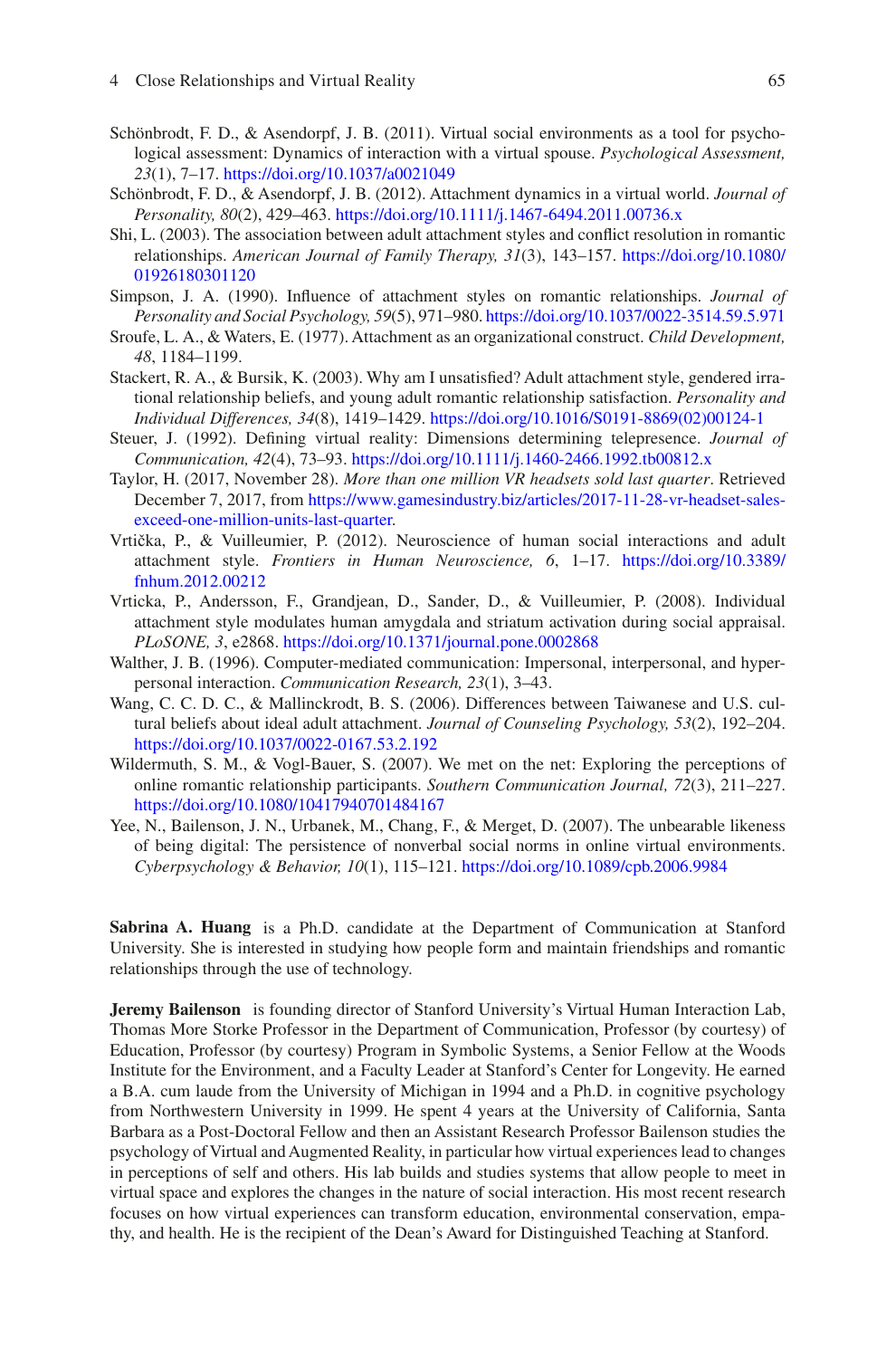Schönbrodt, F. D., & Asendorpf, J. B. (2011). Virtual social environments as a tool for psychological assessment: Dynamics of interaction with a virtual spouse. *Psychological Assessment, 23*(1), 7–17. https://doi.org/10.1037/a0021049

Schönbrodt, F. D., & Asendorpf, J. B. (2012). Attachment dynamics in a virtual world. *Journal of Personality, 80*(2), 429–463. https://doi.org/10.1111/j.1467-6494.2011.00736.x

Shi, L. (2003). The association between adult attachment styles and conflict resolution in romantic relationships. *American Journal of Family Therapy, 31*(3), 143–157. https://doi.org/10.1080/01926180301120

Simpson, J. A. (1990). Influence of attachment styles on romantic relationships. *Journal of Personality and Social Psychology, 59*(5), 971–980. https://doi.org/10.1037/0022-3514.59.5.971

Sroufe, L. A., & Waters, E. (1977). Attachment as an organizational construct. *Child Development, 48*, 1184–1199.

Stackert, R. A., & Bursik, K. (2003). Why am I unsatisfied? Adult attachment style, gendered irrational relationship beliefs, and young adult romantic relationship satisfaction. *Personality and Individual Differences, 34*(8), 1419–1429. https://doi.org/10.1016/S0191-8869(02)00124-1

Steuer, J. (1992). Defining virtual reality: Dimensions determining telepresence. *Journal of Communication, 42*(4), 73–93. https://doi.org/10.1111/j.1460-2466.1992.tb00812.x

Taylor, H. (2017, November 28). *More than one million VR headsets sold last quarter*. Retrieved December 7, 2017, from https://www.gamesindustry.biz/articles/2017-11-28-vr-headset-sales-exceed-one-million-units-last-quarter.

Vrtička, P., & Vuilleumier, P. (2012). Neuroscience of human social interactions and adult attachment style. *Frontiers in Human Neuroscience, 6*, 1–17. https://doi.org/10.3389/fnhum.2012.00212

Vrticka, P., Andersson, F., Grandjean, D., Sander, D., & Vuilleumier, P. (2008). Individual attachment style modulates human amygdala and striatum activation during social appraisal. *PLoSONE, 3*, e2868. https://doi.org/10.1371/journal.pone.0002868

Walther, J. B. (1996). Computer-mediated communication: Impersonal, interpersonal, and hyperpersonal interaction. *Communication Research, 23*(1), 3–43.

Wang, C. C. D. C., & Mallinckrodt, B. S. (2006). Differences between Taiwanese and U.S. cultural beliefs about ideal adult attachment. *Journal of Counseling Psychology, 53*(2), 192–204. https://doi.org/10.1037/0022-0167.53.2.192

Wildermuth, S. M., & Vogl-Bauer, S. (2007). We met on the net: Exploring the perceptions of online romantic relationship participants. *Southern Communication Journal, 72*(3), 211–227. https://doi.org/10.1080/10417940701484167

Yee, N., Bailenson, J. N., Urbanek, M., Chang, F., & Merget, D. (2007). The unbearable likeness of being digital: The persistence of nonverbal social norms in online virtual environments. *Cyberpsychology & Behavior, 10*(1), 115–121. https://doi.org/10.1089/cpb.2006.9984

**Sabrina A. Huang** is a Ph.D. candidate at the Department of Communication at Stanford University. She is interested in studying how people form and maintain friendships and romantic relationships through the use of technology.

**Jeremy Bailenson** is founding director of Stanford University's Virtual Human Interaction Lab, Thomas More Storke Professor in the Department of Communication, Professor (by courtesy) of Education, Professor (by courtesy) Program in Symbolic Systems, a Senior Fellow at the Woods Institute for the Environment, and a Faculty Leader at Stanford's Center for Longevity. He earned a B.A. cum laude from the University of Michigan in 1994 and a Ph.D. in cognitive psychology from Northwestern University in 1999. He spent 4 years at the University of California, Santa Barbara as a Post-Doctoral Fellow and then an Assistant Research Professor Bailenson studies the psychology of Virtual and Augmented Reality, in particular how virtual experiences lead to changes in perceptions of self and others. His lab builds and studies systems that allow people to meet in virtual space and explores the changes in the nature of social interaction. His most recent research focuses on how virtual experiences can transform education, environmental conservation, empathy, and health. He is the recipient of the Dean's Award for Distinguished Teaching at Stanford.